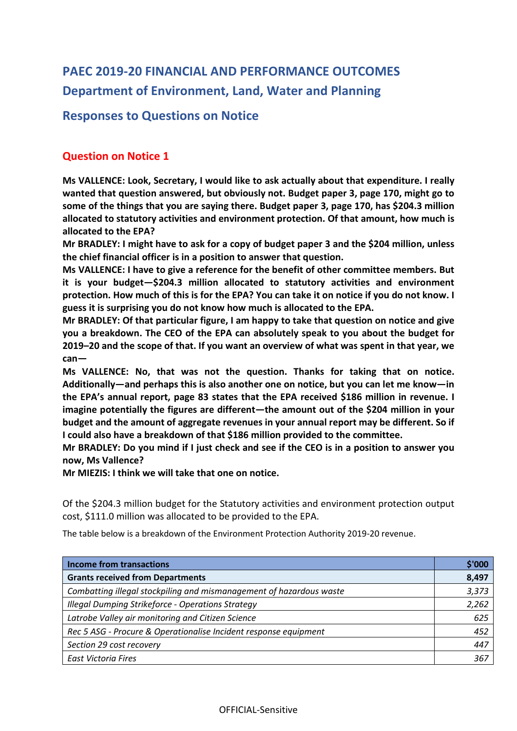# PAEC 2019-20 FINANCIAL AND PERFORMANCE OUTCOMES

## Department of Environment, Land, Water and Planning

## Responses to Questions on Notice

### Question on Notice 1

**Ms VALLENCE: Look, Secretary, I would like to ask actually about that expenditure. I really wanted that question answered, but obviously not. Budget paper 3, page 170, might go to some of the things that you are saying there. Budget paper 3, page 170, has $204.3 million allocated to statutory activities and environment protection. Of that amount, how much is allocated to the EPA?**

**Mr BRADLEY: I might have to ask for a copy of budget paper 3 and the $204 million, unless the chief financial officer is in a position to answer that question.**

**Ms VALLENCE: I have to give a reference for the benefit of other committee members. But it is your budget—$204.3 million allocated to statutory activities and environment protection. How much of this is for the EPA? You can take it on notice if you do not know. I guess it is surprising you do not know how much is allocated to the EPA.**

**Mr BRADLEY: Of that particular figure, I am happy to take that question on notice and give you a breakdown. The CEO of the EPA can absolutely speak to you about the budget for 2019–20 and the scope of that. If you want an overview of what was spent in that year, we can—**

**Ms VALLENCE: No, that was not the question. Thanks for taking that on notice. Additionally—and perhaps this is also another one on notice, but you can let me know—in the EPA's annual report, page 83 states that the EPA received $186 million in revenue. I imagine potentially the figures are different—the amount out of the $204 million in your budget and the amount of aggregate revenues in your annual report may be different. So if I could also have a breakdown of that $186 million provided to the committee.**

**Mr BRADLEY: Do you mind if I just check and see if the CEO is in a position to answer you now, Ms Vallence?**

**Mr MIEZIS: I think we will take that one on notice.**

Of the $204.3 million budget for the Statutory activities and environment protection output cost, $111.0 million was allocated to be provided to the EPA.

The table below is a breakdown of the Environment Protection Authority 2019-20 revenue.

| **Income from transactions** | **$'000** |
|---|---|
| **Grants received from Departments** | **8,497** |
| *Combatting illegal stockpiling and mismanagement of hazardous waste* | *3,373* |
| *Illegal Dumping Strikeforce - Operations Strategy* | *2,262* |
| *Latrobe Valley air monitoring and Citizen Science* | *625* |
| *Rec 5 ASG - Procure & Operationalise Incident response equipment* | *452* |
| *Section 29 cost recovery* | *447* |
| *East Victoria Fires* | *367* |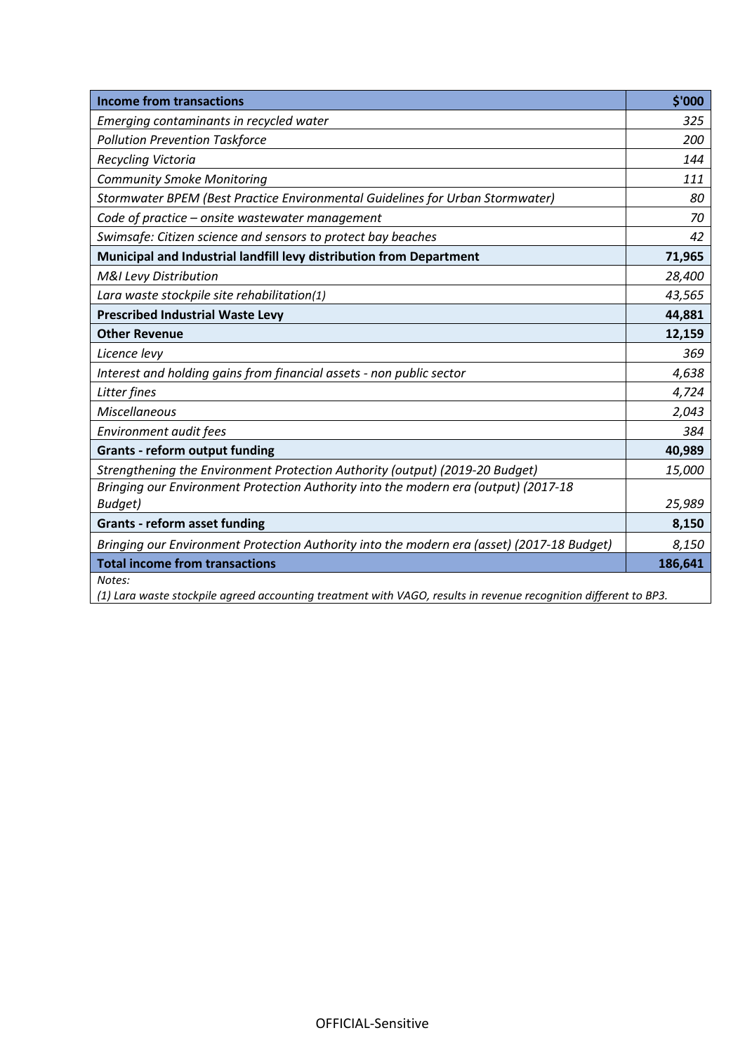| **Income from transactions** | **$'000** |
|---|---|
| *Emerging contaminants in recycled water* | *325* |
| *Pollution Prevention Taskforce* | *200* |
| *Recycling Victoria* | *144* |
| *Community Smoke Monitoring* | *111* |
| *Stormwater BPEM (Best Practice Environmental Guidelines for Urban Stormwater)* | *80* |
| *Code of practice – onsite wastewater management* | *70* |
| *Swimsafe: Citizen science and sensors to protect bay beaches* | *42* |
| **Municipal and Industrial landfill levy distribution from Department** | **71,965** |
| *M&I Levy Distribution* | *28,400* |
| *Lara waste stockpile site rehabilitation(1)* | *43,565* |
| **Prescribed Industrial Waste Levy** | **44,881** |
| **Other Revenue** | **12,159** |
| *Licence levy* | *369* |
| *Interest and holding gains from financial assets - non public sector* | *4,638* |
| *Litter fines* | *4,724* |
| *Miscellaneous* | *2,043* |
| *Environment audit fees* | *384* |
| **Grants - reform output funding** | **40,989** |
| *Strengthening the Environment Protection Authority (output) (2019-20 Budget)* | *15,000* |
| *Bringing our Environment Protection Authority into the modern era (output) (2017-18 Budget)* | *25,989* |
| **Grants - reform asset funding** | **8,150** |
| *Bringing our Environment Protection Authority into the modern era (asset) (2017-18 Budget)* | *8,150* |
| **Total income from transactions** | **186,641** |

*Notes:*
*(1) Lara waste stockpile agreed accounting treatment with VAGO, results in revenue recognition different to BP3.*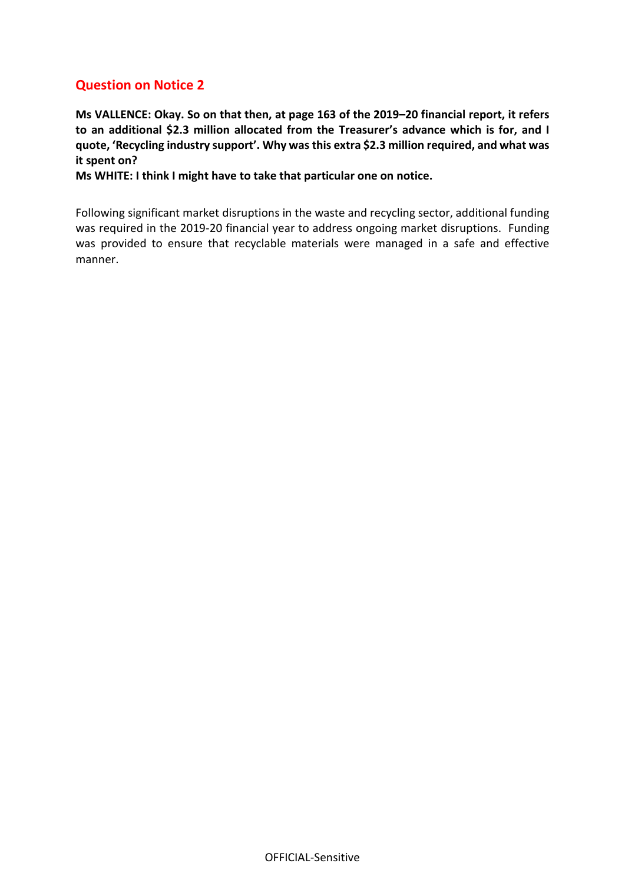## Question on Notice 2

**Ms VALLENCE: Okay. So on that then, at page 163 of the 2019–20 financial report, it refers to an additional $2.3 million allocated from the Treasurer's advance which is for, and I quote, 'Recycling industry support'. Why was this extra $2.3 million required, and what was it spent on?**

**Ms WHITE: I think I might have to take that particular one on notice.**

Following significant market disruptions in the waste and recycling sector, additional funding was required in the 2019-20 financial year to address ongoing market disruptions. Funding was provided to ensure that recyclable materials were managed in a safe and effective manner.

OFFICIAL-Sensitive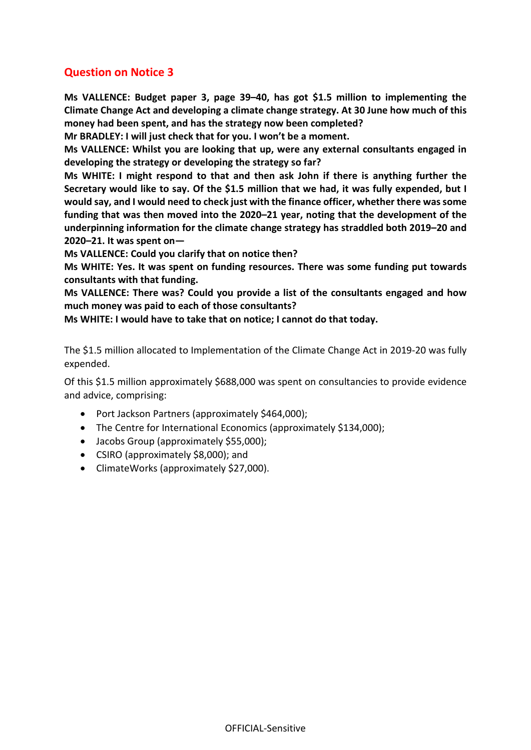## Question on Notice 3

**Ms VALLENCE: Budget paper 3, page 39–40, has got $1.5 million to implementing the Climate Change Act and developing a climate change strategy. At 30 June how much of this money had been spent, and has the strategy now been completed?**

**Mr BRADLEY: I will just check that for you. I won't be a moment.**

**Ms VALLENCE: Whilst you are looking that up, were any external consultants engaged in developing the strategy or developing the strategy so far?**

**Ms WHITE: I might respond to that and then ask John if there is anything further the Secretary would like to say. Of the $1.5 million that we had, it was fully expended, but I would say, and I would need to check just with the finance officer, whether there was some funding that was then moved into the 2020–21 year, noting that the development of the underpinning information for the climate change strategy has straddled both 2019–20 and 2020–21. It was spent on—**

**Ms VALLENCE: Could you clarify that on notice then?**

**Ms WHITE: Yes. It was spent on funding resources. There was some funding put towards consultants with that funding.**

**Ms VALLENCE: There was? Could you provide a list of the consultants engaged and how much money was paid to each of those consultants?**

**Ms WHITE: I would have to take that on notice; I cannot do that today.**

The $1.5 million allocated to Implementation of the Climate Change Act in 2019-20 was fully expended.

Of this $1.5 million approximately $688,000 was spent on consultancies to provide evidence and advice, comprising:

- Port Jackson Partners (approximately $464,000);
- The Centre for International Economics (approximately $134,000);
- Jacobs Group (approximately $55,000);
- CSIRO (approximately $8,000); and
- ClimateWorks (approximately $27,000).

OFFICIAL-Sensitive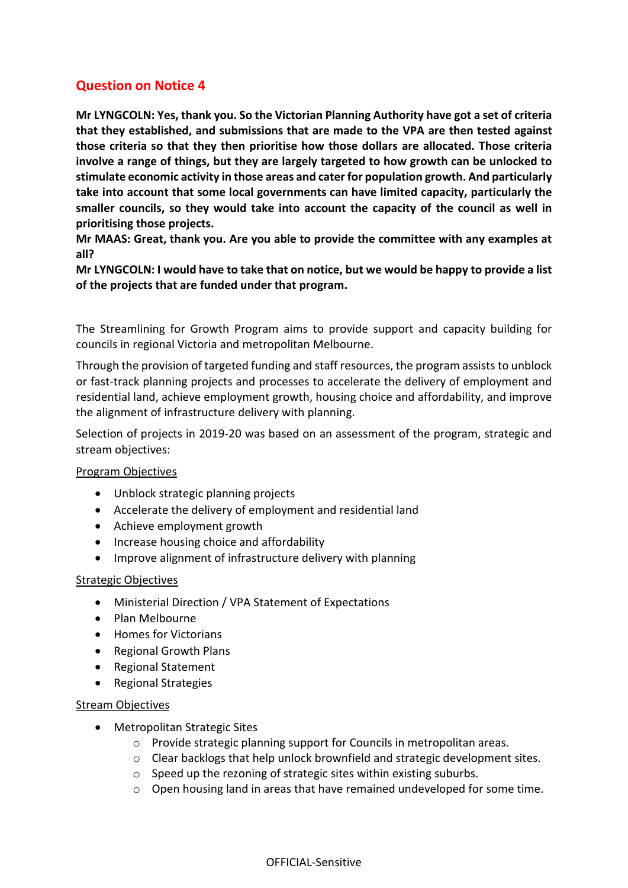## Question on Notice 4

**Mr LYNGCOLN: Yes, thank you. So the Victorian Planning Authority have got a set of criteria that they established, and submissions that are made to the VPA are then tested against those criteria so that they then prioritise how those dollars are allocated. Those criteria involve a range of things, but they are largely targeted to how growth can be unlocked to stimulate economic activity in those areas and cater for population growth. And particularly take into account that some local governments can have limited capacity, particularly the smaller councils, so they would take into account the capacity of the council as well in prioritising those projects.**

**Mr MAAS: Great, thank you. Are you able to provide the committee with any examples at all?**

**Mr LYNGCOLN: I would have to take that on notice, but we would be happy to provide a list of the projects that are funded under that program.**

The Streamlining for Growth Program aims to provide support and capacity building for councils in regional Victoria and metropolitan Melbourne.

Through the provision of targeted funding and staff resources, the program assists to unblock or fast-track planning projects and processes to accelerate the delivery of employment and residential land, achieve employment growth, housing choice and affordability, and improve the alignment of infrastructure delivery with planning.

Selection of projects in 2019-20 was based on an assessment of the program, strategic and stream objectives:

<u>Program Objectives</u>

- Unblock strategic planning projects
- Accelerate the delivery of employment and residential land
- Achieve employment growth
- Increase housing choice and affordability
- Improve alignment of infrastructure delivery with planning

<u>Strategic Objectives</u>

- Ministerial Direction / VPA Statement of Expectations
- Plan Melbourne
- Homes for Victorians
- Regional Growth Plans
- Regional Statement
- Regional Strategies

<u>Stream Objectives</u>

- Metropolitan Strategic Sites
  - Provide strategic planning support for Councils in metropolitan areas.
  - Clear backlogs that help unlock brownfield and strategic development sites.
  - Speed up the rezoning of strategic sites within existing suburbs.
  - Open housing land in areas that have remained undeveloped for some time.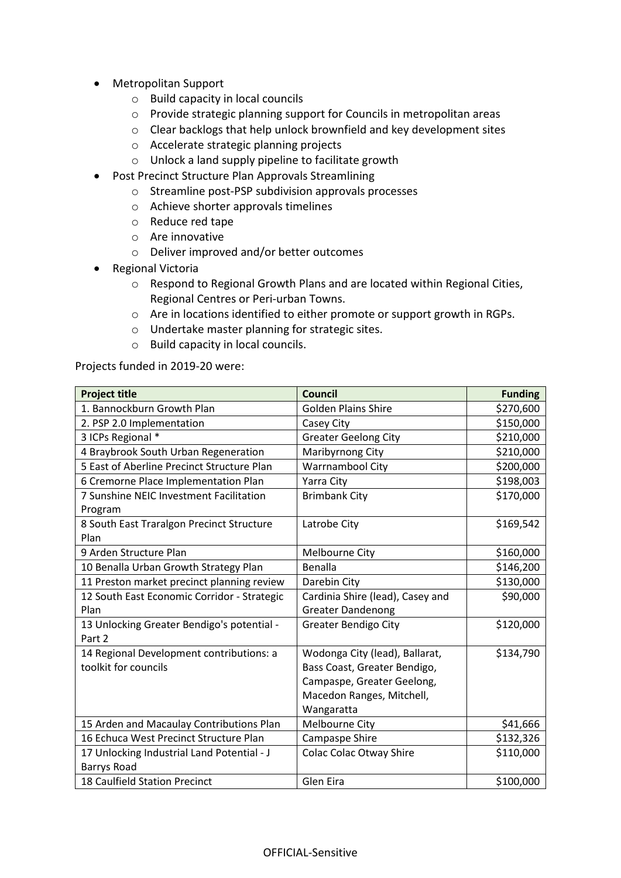- Metropolitan Support
    - Build capacity in local councils
    - Provide strategic planning support for Councils in metropolitan areas
    - Clear backlogs that help unlock brownfield and key development sites
    - Accelerate strategic planning projects
    - Unlock a land supply pipeline to facilitate growth
- Post Precinct Structure Plan Approvals Streamlining
    - Streamline post-PSP subdivision approvals processes
    - Achieve shorter approvals timelines
    - Reduce red tape
    - Are innovative
    - Deliver improved and/or better outcomes
- Regional Victoria
    - Respond to Regional Growth Plans and are located within Regional Cities, Regional Centres or Peri-urban Towns.
    - Are in locations identified to either promote or support growth in RGPs.
    - Undertake master planning for strategic sites.
    - Build capacity in local councils.

Projects funded in 2019-20 were:

| Project title | Council | Funding |
|---|---|---:|
| 1. Bannockburn Growth Plan | Golden Plains Shire | $270,600 |
| 2. PSP 2.0 Implementation | Casey City | $150,000 |
| 3 ICPs Regional * | Greater Geelong City | $210,000 |
| 4 Braybrook South Urban Regeneration | Maribyrnong City | $210,000 |
| 5 East of Aberline Precinct Structure Plan | Warrnambool City | $200,000 |
| 6 Cremorne Place Implementation Plan | Yarra City | $198,003 |
| 7 Sunshine NEIC Investment Facilitation Program | Brimbank City | $170,000 |
| 8 South East Traralgon Precinct Structure Plan | Latrobe City | $169,542 |
| 9 Arden Structure Plan | Melbourne City | $160,000 |
| 10 Benalla Urban Growth Strategy Plan | Benalla | $146,200 |
| 11 Preston market precinct planning review | Darebin City | $130,000 |
| 12 South East Economic Corridor - Strategic Plan | Cardinia Shire (lead), Casey and Greater Dandenong | $90,000 |
| 13 Unlocking Greater Bendigo's potential - Part 2 | Greater Bendigo City | $120,000 |
| 14 Regional Development contributions: a toolkit for councils | Wodonga City (lead), Ballarat, Bass Coast, Greater Bendigo, Campaspe, Greater Geelong, Macedon Ranges, Mitchell, Wangaratta | $134,790 |
| 15 Arden and Macaulay Contributions Plan | Melbourne City | $41,666 |
| 16 Echuca West Precinct Structure Plan | Campaspe Shire | $132,326 |
| 17 Unlocking Industrial Land Potential - J Barrys Road | Colac Colac Otway Shire | $110,000 |
| 18 Caulfield Station Precinct | Glen Eira | $100,000 |

OFFICIAL-Sensitive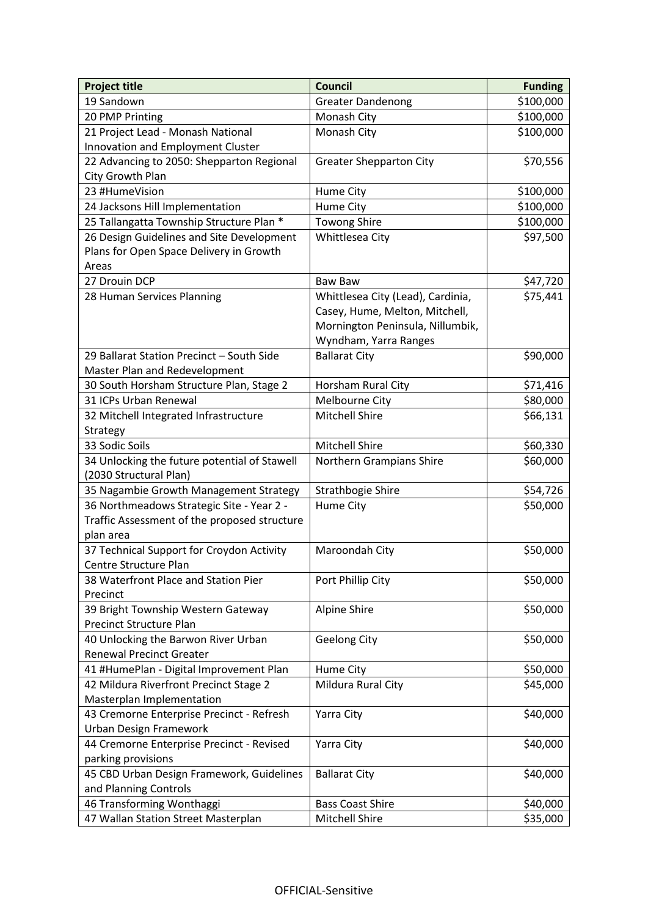| Project title | Council | Funding |
|---|---|---:|
| 19 Sandown | Greater Dandenong | $100,000 |
| 20 PMP Printing | Monash City | $100,000 |
| 21 Project Lead - Monash National Innovation and Employment Cluster | Monash City | $100,000 |
| 22 Advancing to 2050: Shepparton Regional City Growth Plan | Greater Shepparton City | $70,556 |
| 23 #HumeVision | Hume City | $100,000 |
| 24 Jacksons Hill Implementation | Hume City | $100,000 |
| 25 Tallangatta Township Structure Plan * | Towong Shire | $100,000 |
| 26 Design Guidelines and Site Development Plans for Open Space Delivery in Growth Areas | Whittlesea City | $97,500 |
| 27 Drouin DCP | Baw Baw | $47,720 |
| 28 Human Services Planning | Whittlesea City (Lead), Cardinia, Casey, Hume, Melton, Mitchell, Mornington Peninsula, Nillumbik, Wyndham, Yarra Ranges | $75,441 |
| 29 Ballarat Station Precinct – South Side Master Plan and Redevelopment | Ballarat City | $90,000 |
| 30 South Horsham Structure Plan, Stage 2 | Horsham Rural City | $71,416 |
| 31 ICPs Urban Renewal | Melbourne City | $80,000 |
| 32 Mitchell Integrated Infrastructure Strategy | Mitchell Shire | $66,131 |
| 33 Sodic Soils | Mitchell Shire | $60,330 |
| 34 Unlocking the future potential of Stawell (2030 Structural Plan) | Northern Grampians Shire | $60,000 |
| 35 Nagambie Growth Management Strategy | Strathbogie Shire | $54,726 |
| 36 Northmeadows Strategic Site - Year 2 - Traffic Assessment of the proposed structure plan area | Hume City | $50,000 |
| 37 Technical Support for Croydon Activity Centre Structure Plan | Maroondah City | $50,000 |
| 38 Waterfront Place and Station Pier Precinct | Port Phillip City | $50,000 |
| 39 Bright Township Western Gateway Precinct Structure Plan | Alpine Shire | $50,000 |
| 40 Unlocking the Barwon River Urban Renewal Precinct Greater | Geelong City | $50,000 |
| 41 #HumePlan - Digital Improvement Plan | Hume City | $50,000 |
| 42 Mildura Riverfront Precinct Stage 2 Masterplan Implementation | Mildura Rural City | $45,000 |
| 43 Cremorne Enterprise Precinct - Refresh Urban Design Framework | Yarra City | $40,000 |
| 44 Cremorne Enterprise Precinct - Revised parking provisions | Yarra City | $40,000 |
| 45 CBD Urban Design Framework, Guidelines and Planning Controls | Ballarat City | $40,000 |
| 46 Transforming Wonthaggi | Bass Coast Shire | $40,000 |
| 47 Wallan Station Street Masterplan | Mitchell Shire | $35,000 |

OFFICIAL-Sensitive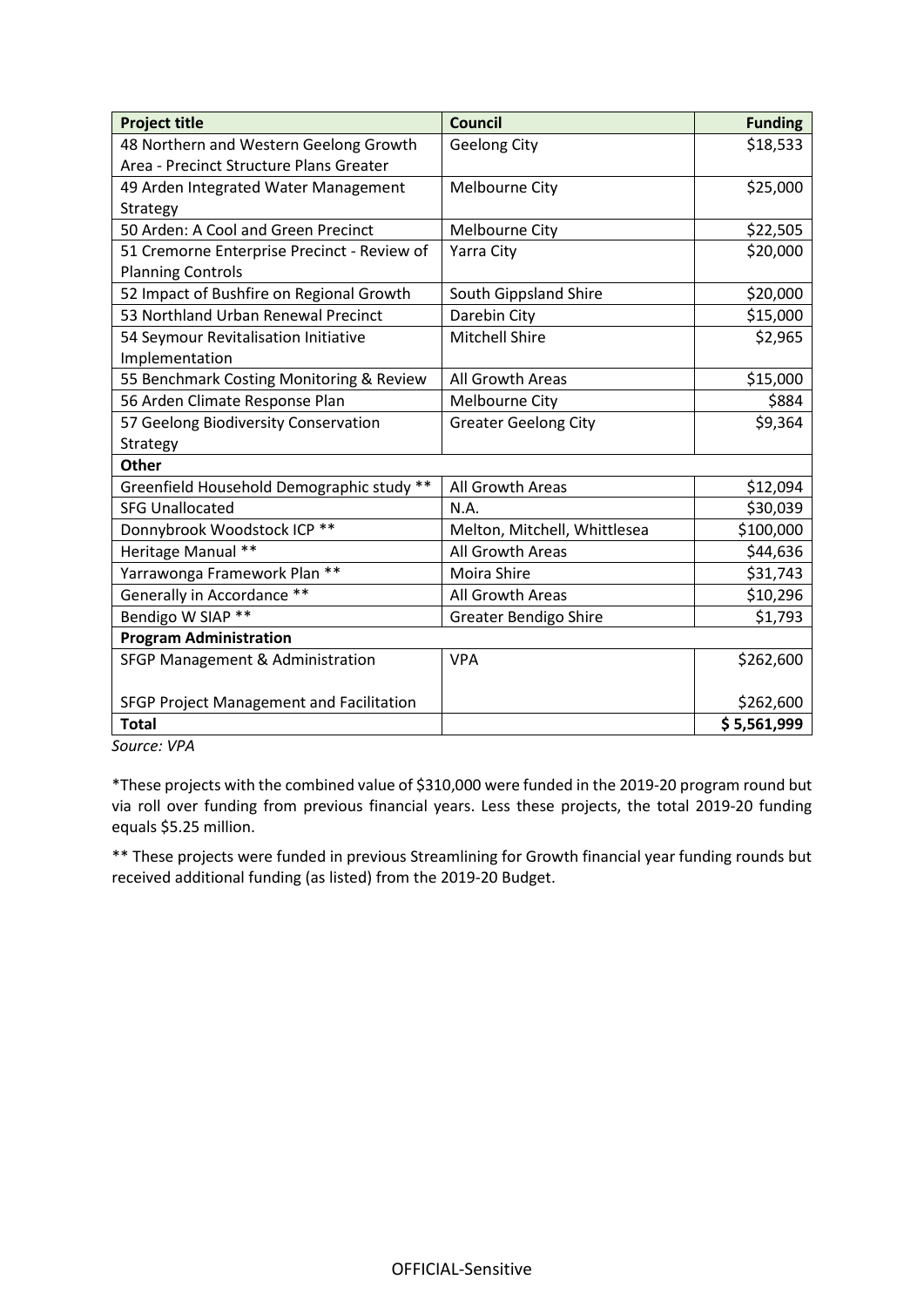| Project title | Council | Funding |
|---|---|---|
| 48 Northern and Western Geelong Growth Area - Precinct Structure Plans Greater | Geelong City | $18,533 |
| 49 Arden Integrated Water Management Strategy | Melbourne City | $25,000 |
| 50 Arden: A Cool and Green Precinct | Melbourne City | $22,505 |
| 51 Cremorne Enterprise Precinct - Review of Planning Controls | Yarra City | $20,000 |
| 52 Impact of Bushfire on Regional Growth | South Gippsland Shire | $20,000 |
| 53 Northland Urban Renewal Precinct | Darebin City | $15,000 |
| 54 Seymour Revitalisation Initiative Implementation | Mitchell Shire | $2,965 |
| 55 Benchmark Costing Monitoring & Review | All Growth Areas | $15,000 |
| 56 Arden Climate Response Plan | Melbourne City | $884 |
| 57 Geelong Biodiversity Conservation Strategy | Greater Geelong City | $9,364 |
| **Other** | | |
| Greenfield Household Demographic study ** | All Growth Areas | $12,094 |
| SFG Unallocated | N.A. | $30,039 |
| Donnybrook Woodstock ICP ** | Melton, Mitchell, Whittlesea | $100,000 |
| Heritage Manual ** | All Growth Areas | $44,636 |
| Yarrawonga Framework Plan ** | Moira Shire | $31,743 |
| Generally in Accordance ** | All Growth Areas | $10,296 |
| Bendigo W SIAP ** | Greater Bendigo Shire | $1,793 |
| **Program Administration** | | |
| SFGP Management & Administration | VPA | $262,600 |
| SFGP Project Management and Facilitation | | $262,600 |
| **Total** | | **$ 5,561,999** |

*Source: VPA*

*These projects with the combined value of $310,000 were funded in the 2019-20 program round but via roll over funding from previous financial years. Less these projects, the total 2019-20 funding equals $5.25 million.

** These projects were funded in previous Streamlining for Growth financial year funding rounds but received additional funding (as listed) from the 2019-20 Budget.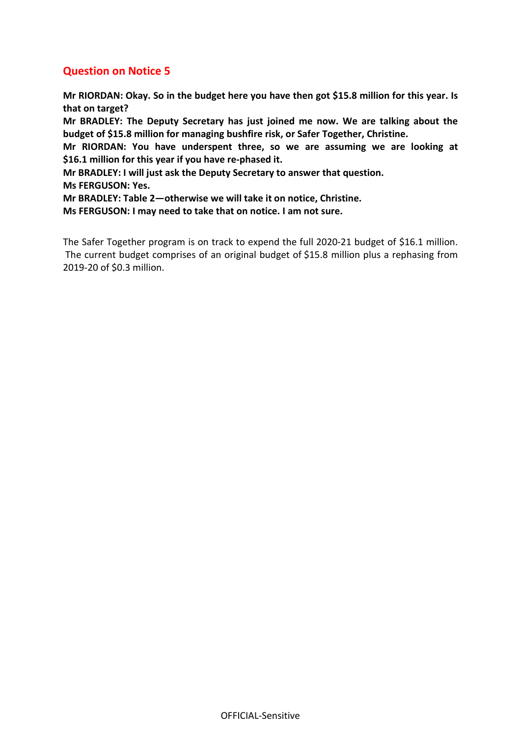## Question on Notice 5

**Mr RIORDAN: Okay. So in the budget here you have then got $15.8 million for this year. Is that on target?**

**Mr BRADLEY: The Deputy Secretary has just joined me now. We are talking about the budget of $15.8 million for managing bushfire risk, or Safer Together, Christine.**

**Mr RIORDAN: You have underspent three, so we are assuming we are looking at $16.1 million for this year if you have re-phased it.**

**Mr BRADLEY: I will just ask the Deputy Secretary to answer that question.**

**Ms FERGUSON: Yes.**

**Mr BRADLEY: Table 2—otherwise we will take it on notice, Christine.**

**Ms FERGUSON: I may need to take that on notice. I am not sure.**

The Safer Together program is on track to expend the full 2020-21 budget of $16.1 million. The current budget comprises of an original budget of $15.8 million plus a rephasing from 2019-20 of $0.3 million.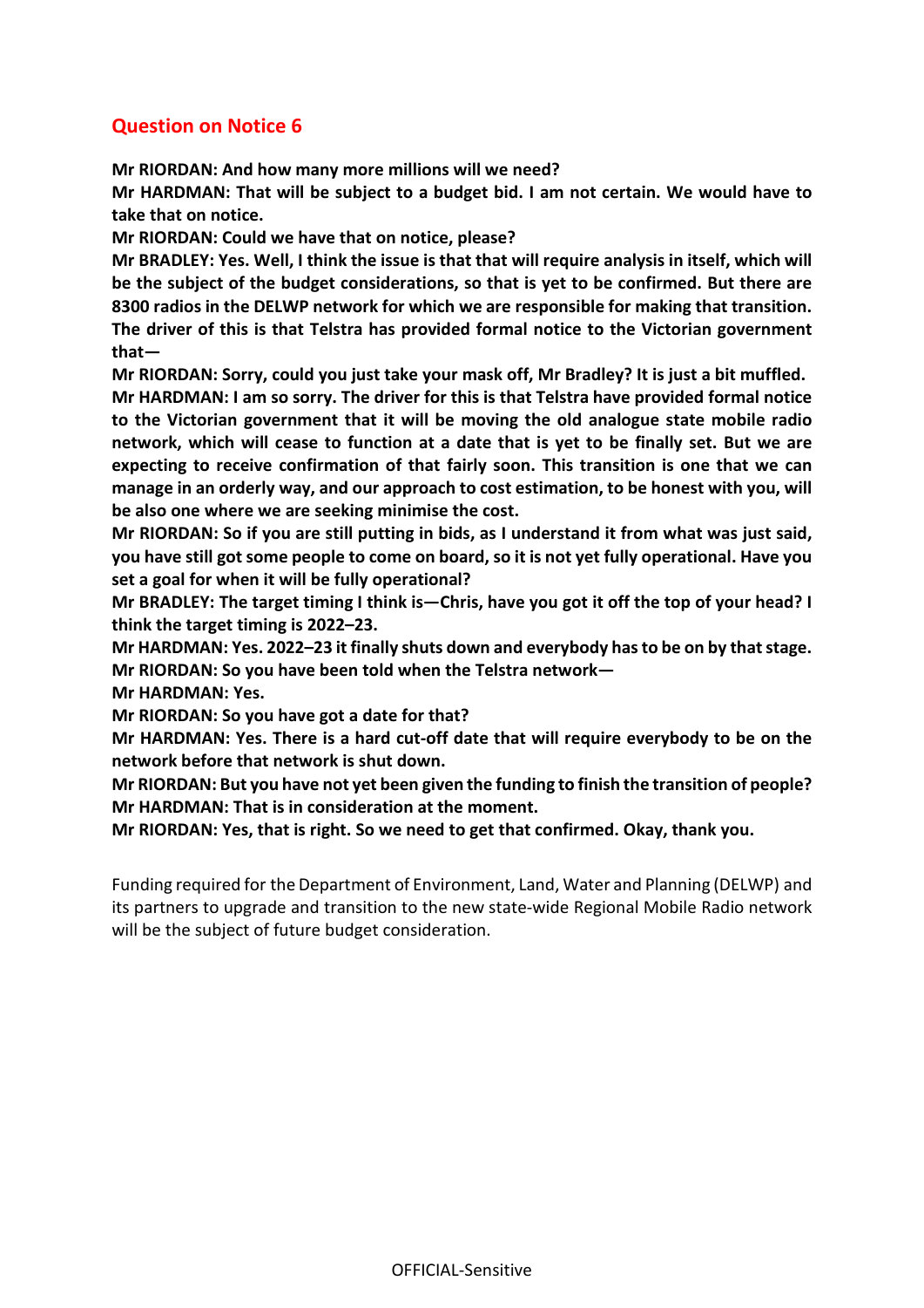## Question on Notice 6

**Mr RIORDAN: And how many more millions will we need?**

**Mr HARDMAN: That will be subject to a budget bid. I am not certain. We would have to take that on notice.**

**Mr RIORDAN: Could we have that on notice, please?**

**Mr BRADLEY: Yes. Well, I think the issue is that that will require analysis in itself, which will be the subject of the budget considerations, so that is yet to be confirmed. But there are 8300 radios in the DELWP network for which we are responsible for making that transition. The driver of this is that Telstra has provided formal notice to the Victorian government that—**

**Mr RIORDAN: Sorry, could you just take your mask off, Mr Bradley? It is just a bit muffled.**

**Mr HARDMAN: I am so sorry. The driver for this is that Telstra have provided formal notice to the Victorian government that it will be moving the old analogue state mobile radio network, which will cease to function at a date that is yet to be finally set. But we are expecting to receive confirmation of that fairly soon. This transition is one that we can manage in an orderly way, and our approach to cost estimation, to be honest with you, will be also one where we are seeking minimise the cost.**

**Mr RIORDAN: So if you are still putting in bids, as I understand it from what was just said, you have still got some people to come on board, so it is not yet fully operational. Have you set a goal for when it will be fully operational?**

**Mr BRADLEY: The target timing I think is—Chris, have you got it off the top of your head? I think the target timing is 2022–23.**

**Mr HARDMAN: Yes. 2022–23 it finally shuts down and everybody has to be on by that stage.**

**Mr RIORDAN: So you have been told when the Telstra network—**

**Mr HARDMAN: Yes.**

**Mr RIORDAN: So you have got a date for that?**

**Mr HARDMAN: Yes. There is a hard cut-off date that will require everybody to be on the network before that network is shut down.**

**Mr RIORDAN: But you have not yet been given the funding to finish the transition of people?**

**Mr HARDMAN: That is in consideration at the moment.**

**Mr RIORDAN: Yes, that is right. So we need to get that confirmed. Okay, thank you.**

Funding required for the Department of Environment, Land, Water and Planning (DELWP) and its partners to upgrade and transition to the new state-wide Regional Mobile Radio network will be the subject of future budget consideration.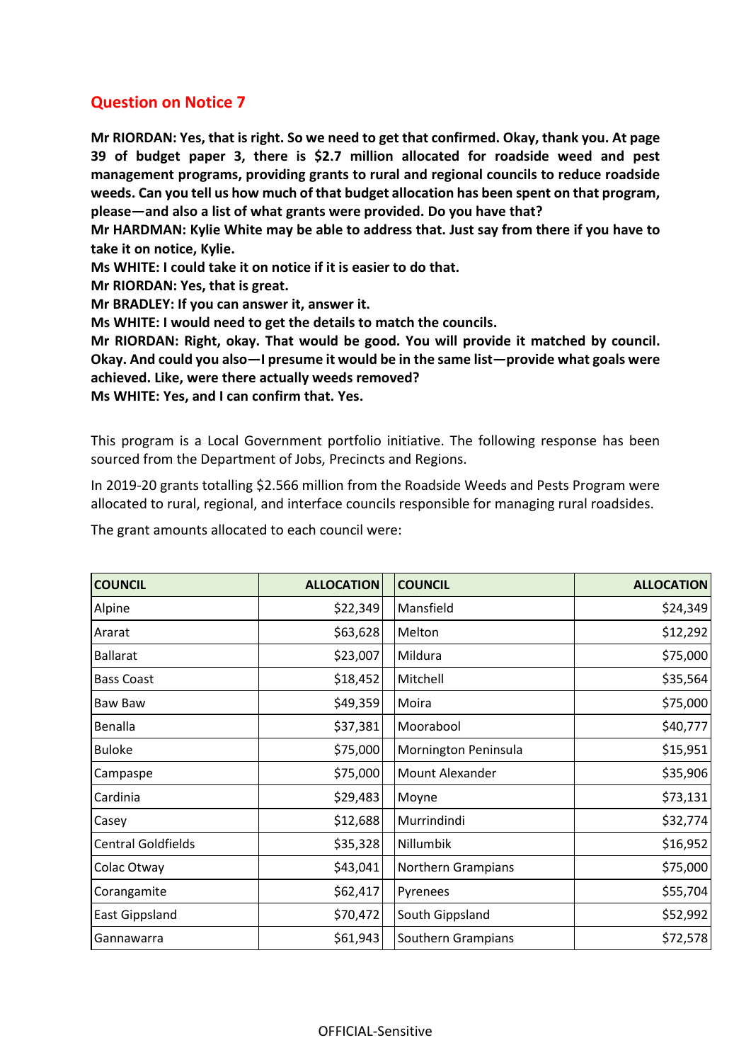## Question on Notice 7

**Mr RIORDAN: Yes, that is right. So we need to get that confirmed. Okay, thank you. At page 39 of budget paper 3, there is $2.7 million allocated for roadside weed and pest management programs, providing grants to rural and regional councils to reduce roadside weeds. Can you tell us how much of that budget allocation has been spent on that program, please—and also a list of what grants were provided. Do you have that?**

**Mr HARDMAN: Kylie White may be able to address that. Just say from there if you have to take it on notice, Kylie.**

**Ms WHITE: I could take it on notice if it is easier to do that.**

**Mr RIORDAN: Yes, that is great.**

**Mr BRADLEY: If you can answer it, answer it.**

**Ms WHITE: I would need to get the details to match the councils.**

**Mr RIORDAN: Right, okay. That would be good. You will provide it matched by council. Okay. And could you also—I presume it would be in the same list—provide what goals were achieved. Like, were there actually weeds removed?**

**Ms WHITE: Yes, and I can confirm that. Yes.**

This program is a Local Government portfolio initiative. The following response has been sourced from the Department of Jobs, Precincts and Regions.

In 2019-20 grants totalling $2.566 million from the Roadside Weeds and Pests Program were allocated to rural, regional, and interface councils responsible for managing rural roadsides.

The grant amounts allocated to each council were:

| COUNCIL | ALLOCATION | COUNCIL | ALLOCATION |
|---|---:|---|---:|
| Alpine | $22,349 | Mansfield | $24,349 |
| Ararat | $63,628 | Melton | $12,292 |
| Ballarat | $23,007 | Mildura | $75,000 |
| Bass Coast | $18,452 | Mitchell | $35,564 |
| Baw Baw | $49,359 | Moira | $75,000 |
| Benalla | $37,381 | Moorabool | $40,777 |
| Buloke | $75,000 | Mornington Peninsula | $15,951 |
| Campaspe | $75,000 | Mount Alexander | $35,906 |
| Cardinia | $29,483 | Moyne | $73,131 |
| Casey | $12,688 | Murrindindi | $32,774 |
| Central Goldfields | $35,328 | Nillumbik | $16,952 |
| Colac Otway | $43,041 | Northern Grampians | $75,000 |
| Corangamite | $62,417 | Pyrenees | $55,704 |
| East Gippsland | $70,472 | South Gippsland | $52,992 |
| Gannawarra | $61,943 | Southern Grampians | $72,578 |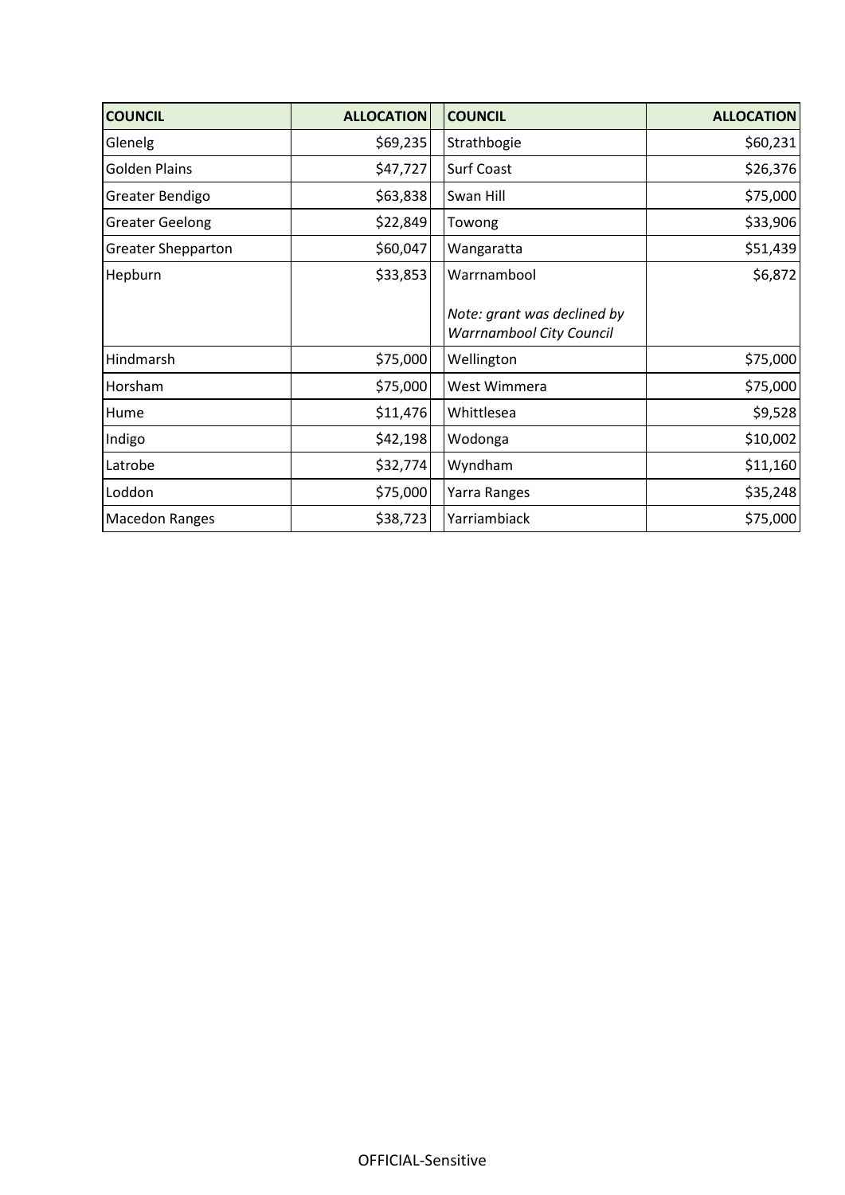| COUNCIL | ALLOCATION | COUNCIL | ALLOCATION |
|---|---:|---|---:|
| Glenelg | $69,235 | Strathbogie | $60,231 |
| Golden Plains | $47,727 | Surf Coast | $26,376 |
| Greater Bendigo | $63,838 | Swan Hill | $75,000 |
| Greater Geelong | $22,849 | Towong | $33,906 |
| Greater Shepparton | $60,047 | Wangaratta | $51,439 |
| Hepburn | $33,853 | Warrnambool<br><br>*Note: grant was declined by Warrnambool City Council* | $6,872 |
| Hindmarsh | $75,000 | Wellington | $75,000 |
| Horsham | $75,000 | West Wimmera | $75,000 |
| Hume | $11,476 | Whittlesea | $9,528 |
| Indigo | $42,198 | Wodonga | $10,002 |
| Latrobe | $32,774 | Wyndham | $11,160 |
| Loddon | $75,000 | Yarra Ranges | $35,248 |
| Macedon Ranges | $38,723 | Yarriambiack | $75,000 |

OFFICIAL-Sensitive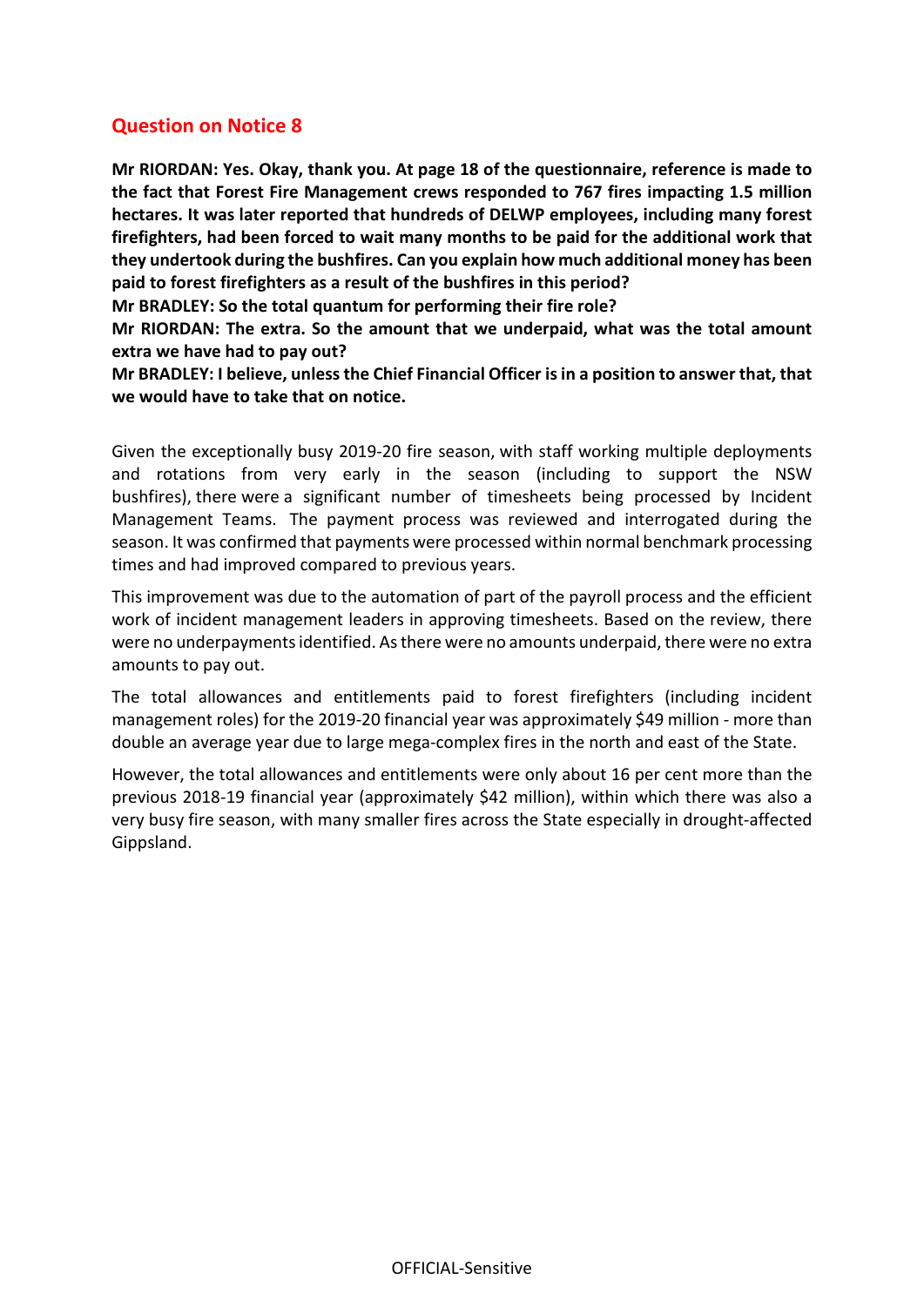## Question on Notice 8

**Mr RIORDAN: Yes. Okay, thank you. At page 18 of the questionnaire, reference is made to the fact that Forest Fire Management crews responded to 767 fires impacting 1.5 million hectares. It was later reported that hundreds of DELWP employees, including many forest firefighters, had been forced to wait many months to be paid for the additional work that they undertook during the bushfires. Can you explain how much additional money has been paid to forest firefighters as a result of the bushfires in this period?**

**Mr BRADLEY: So the total quantum for performing their fire role?**

**Mr RIORDAN: The extra. So the amount that we underpaid, what was the total amount extra we have had to pay out?**

**Mr BRADLEY: I believe, unless the Chief Financial Officer is in a position to answer that, that we would have to take that on notice.**

Given the exceptionally busy 2019-20 fire season, with staff working multiple deployments and rotations from very early in the season (including to support the NSW bushfires), there were a significant number of timesheets being processed by Incident Management Teams. The payment process was reviewed and interrogated during the season. It was confirmed that payments were processed within normal benchmark processing times and had improved compared to previous years.

This improvement was due to the automation of part of the payroll process and the efficient work of incident management leaders in approving timesheets. Based on the review, there were no underpayments identified. As there were no amounts underpaid, there were no extra amounts to pay out.

The total allowances and entitlements paid to forest firefighters (including incident management roles) for the 2019-20 financial year was approximately $49 million - more than double an average year due to large mega-complex fires in the north and east of the State.

However, the total allowances and entitlements were only about 16 per cent more than the previous 2018-19 financial year (approximately $42 million), within which there was also a very busy fire season, with many smaller fires across the State especially in drought-affected Gippsland.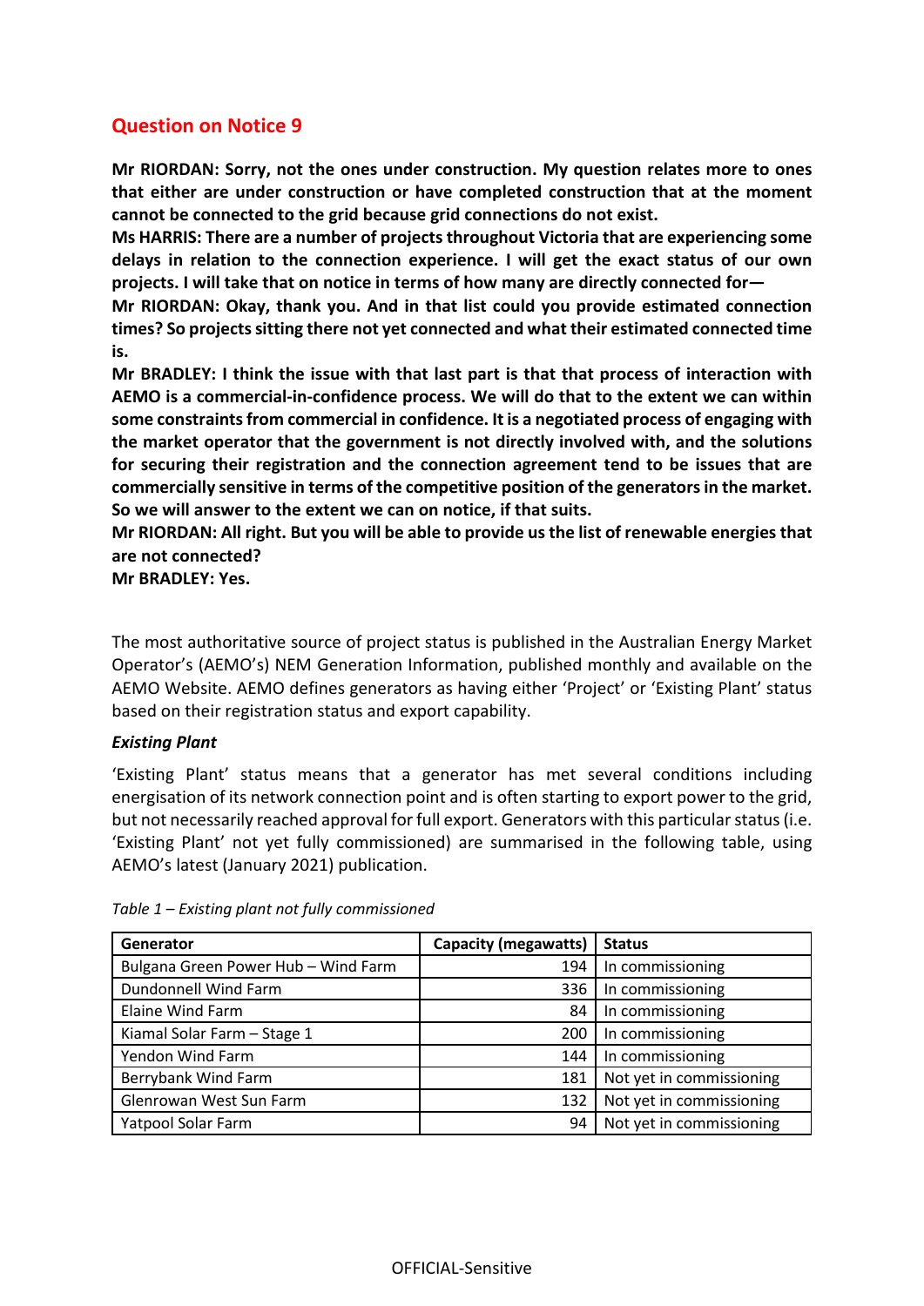## Question on Notice 9

**Mr RIORDAN: Sorry, not the ones under construction. My question relates more to ones that either are under construction or have completed construction that at the moment cannot be connected to the grid because grid connections do not exist.**

**Ms HARRIS: There are a number of projects throughout Victoria that are experiencing some delays in relation to the connection experience. I will get the exact status of our own projects. I will take that on notice in terms of how many are directly connected for—**

**Mr RIORDAN: Okay, thank you. And in that list could you provide estimated connection times? So projects sitting there not yet connected and what their estimated connected time is.**

**Mr BRADLEY: I think the issue with that last part is that that process of interaction with AEMO is a commercial-in-confidence process. We will do that to the extent we can within some constraints from commercial in confidence. It is a negotiated process of engaging with the market operator that the government is not directly involved with, and the solutions for securing their registration and the connection agreement tend to be issues that are commercially sensitive in terms of the competitive position of the generators in the market. So we will answer to the extent we can on notice, if that suits.**

**Mr RIORDAN: All right. But you will be able to provide us the list of renewable energies that are not connected?**

**Mr BRADLEY: Yes.**

The most authoritative source of project status is published in the Australian Energy Market Operator's (AEMO's) NEM Generation Information, published monthly and available on the AEMO Website. AEMO defines generators as having either 'Project' or 'Existing Plant' status based on their registration status and export capability.

### *Existing Plant*

'Existing Plant' status means that a generator has met several conditions including energisation of its network connection point and is often starting to export power to the grid, but not necessarily reached approval for full export. Generators with this particular status (i.e. 'Existing Plant' not yet fully commissioned) are summarised in the following table, using AEMO's latest (January 2021) publication.

*Table 1 – Existing plant not fully commissioned*

| Generator | Capacity (megawatts) | Status |
|---|---:|---|
| Bulgana Green Power Hub – Wind Farm | 194 | In commissioning |
| Dundonnell Wind Farm | 336 | In commissioning |
| Elaine Wind Farm | 84 | In commissioning |
| Kiamal Solar Farm – Stage 1 | 200 | In commissioning |
| Yendon Wind Farm | 144 | In commissioning |
| Berrybank Wind Farm | 181 | Not yet in commissioning |
| Glenrowan West Sun Farm | 132 | Not yet in commissioning |
| Yatpool Solar Farm | 94 | Not yet in commissioning |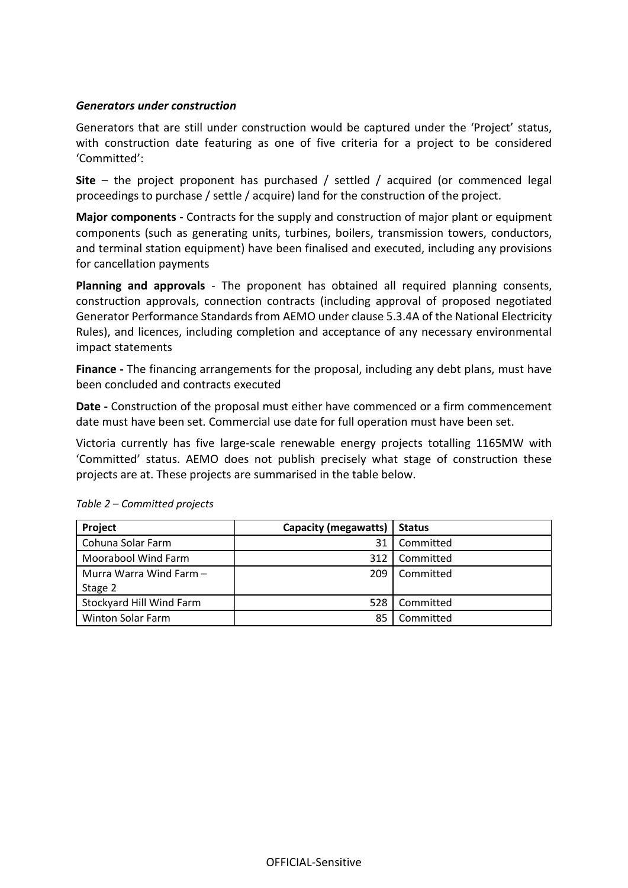***Generators under construction***

Generators that are still under construction would be captured under the 'Project' status, with construction date featuring as one of five criteria for a project to be considered 'Committed':

**Site** – the project proponent has purchased / settled / acquired (or commenced legal proceedings to purchase / settle / acquire) land for the construction of the project.

**Major components** - Contracts for the supply and construction of major plant or equipment components (such as generating units, turbines, boilers, transmission towers, conductors, and terminal station equipment) have been finalised and executed, including any provisions for cancellation payments

**Planning and approvals** - The proponent has obtained all required planning consents, construction approvals, connection contracts (including approval of proposed negotiated Generator Performance Standards from AEMO under clause 5.3.4A of the National Electricity Rules), and licences, including completion and acceptance of any necessary environmental impact statements

**Finance -** The financing arrangements for the proposal, including any debt plans, must have been concluded and contracts executed

**Date -** Construction of the proposal must either have commenced or a firm commencement date must have been set. Commercial use date for full operation must have been set.

Victoria currently has five large-scale renewable energy projects totalling 1165MW with 'Committed' status. AEMO does not publish precisely what stage of construction these projects are at. These projects are summarised in the table below.

*Table 2 – Committed projects*

| Project | Capacity (megawatts) | Status |
|---|---:|---|
| Cohuna Solar Farm | 31 | Committed |
| Moorabool Wind Farm | 312 | Committed |
| Murra Warra Wind Farm – Stage 2 | 209 | Committed |
| Stockyard Hill Wind Farm | 528 | Committed |
| Winton Solar Farm | 85 | Committed |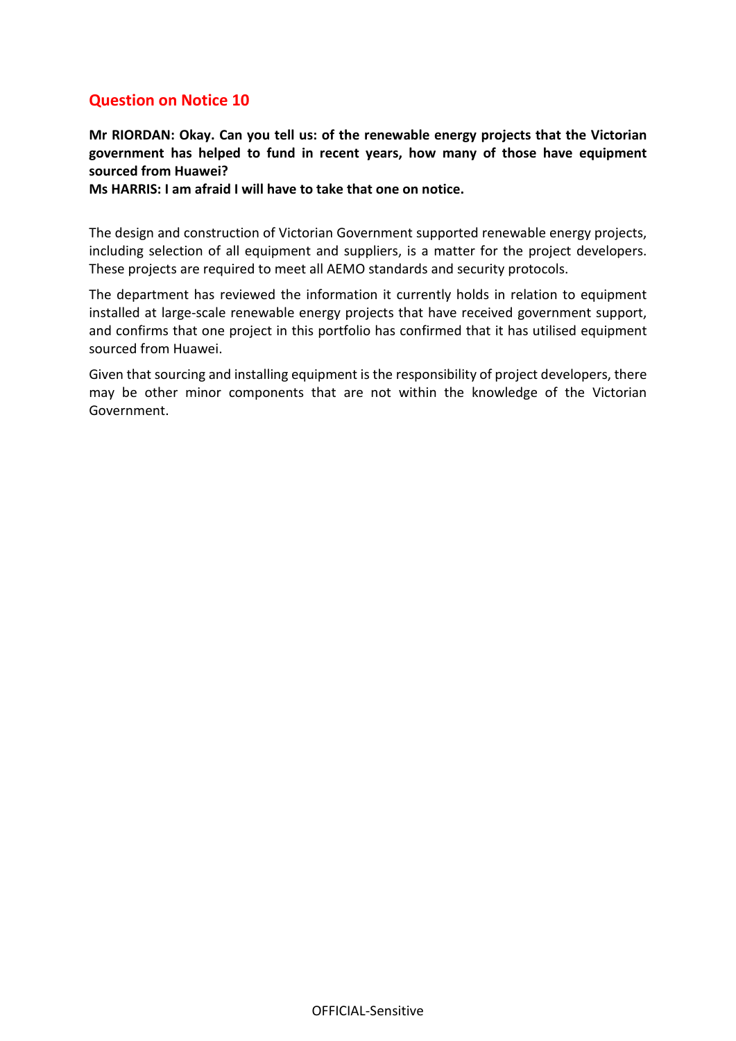## Question on Notice 10

**Mr RIORDAN: Okay. Can you tell us: of the renewable energy projects that the Victorian government has helped to fund in recent years, how many of those have equipment sourced from Huawei?**
**Ms HARRIS: I am afraid I will have to take that one on notice.**

The design and construction of Victorian Government supported renewable energy projects, including selection of all equipment and suppliers, is a matter for the project developers. These projects are required to meet all AEMO standards and security protocols.

The department has reviewed the information it currently holds in relation to equipment installed at large-scale renewable energy projects that have received government support, and confirms that one project in this portfolio has confirmed that it has utilised equipment sourced from Huawei.

Given that sourcing and installing equipment is the responsibility of project developers, there may be other minor components that are not within the knowledge of the Victorian Government.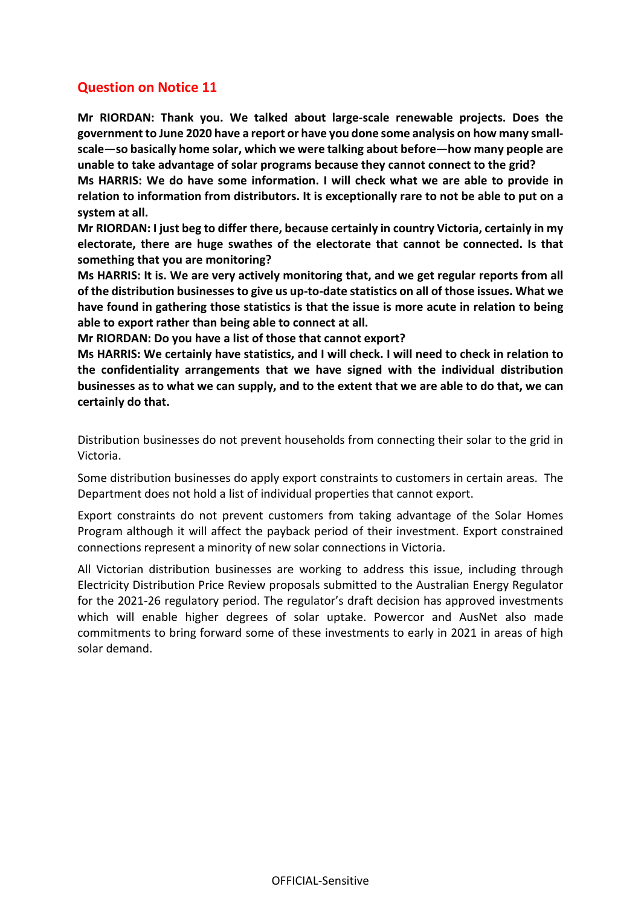## Question on Notice 11

**Mr RIORDAN: Thank you. We talked about large-scale renewable projects. Does the government to June 2020 have a report or have you done some analysis on how many small-scale—so basically home solar, which we were talking about before—how many people are unable to take advantage of solar programs because they cannot connect to the grid?**

**Ms HARRIS: We do have some information. I will check what we are able to provide in relation to information from distributors. It is exceptionally rare to not be able to put on a system at all.**

**Mr RIORDAN: I just beg to differ there, because certainly in country Victoria, certainly in my electorate, there are huge swathes of the electorate that cannot be connected. Is that something that you are monitoring?**

**Ms HARRIS: It is. We are very actively monitoring that, and we get regular reports from all of the distribution businesses to give us up-to-date statistics on all of those issues. What we have found in gathering those statistics is that the issue is more acute in relation to being able to export rather than being able to connect at all.**

**Mr RIORDAN: Do you have a list of those that cannot export?**

**Ms HARRIS: We certainly have statistics, and I will check. I will need to check in relation to the confidentiality arrangements that we have signed with the individual distribution businesses as to what we can supply, and to the extent that we are able to do that, we can certainly do that.**

Distribution businesses do not prevent households from connecting their solar to the grid in Victoria.

Some distribution businesses do apply export constraints to customers in certain areas. The Department does not hold a list of individual properties that cannot export.

Export constraints do not prevent customers from taking advantage of the Solar Homes Program although it will affect the payback period of their investment. Export constrained connections represent a minority of new solar connections in Victoria.

All Victorian distribution businesses are working to address this issue, including through Electricity Distribution Price Review proposals submitted to the Australian Energy Regulator for the 2021-26 regulatory period. The regulator's draft decision has approved investments which will enable higher degrees of solar uptake. Powercor and AusNet also made commitments to bring forward some of these investments to early in 2021 in areas of high solar demand.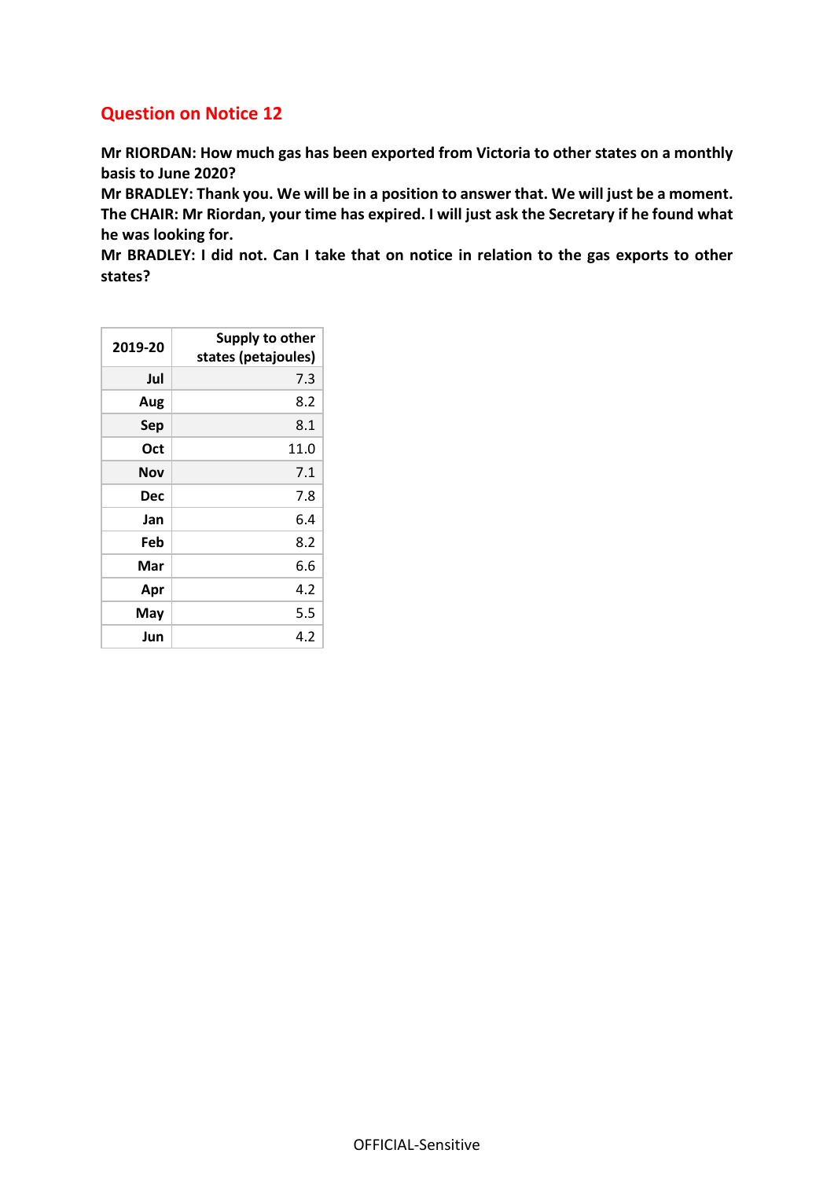## Question on Notice 12

**Mr RIORDAN: How much gas has been exported from Victoria to other states on a monthly basis to June 2020?**
**Mr BRADLEY: Thank you. We will be in a position to answer that. We will just be a moment.**
**The CHAIR: Mr Riordan, your time has expired. I will just ask the Secretary if he found what he was looking for.**
**Mr BRADLEY: I did not. Can I take that on notice in relation to the gas exports to other states?**

| 2019-20 | Supply to other states (petajoules) |
|---|---|
| Jul | 7.3 |
| Aug | 8.2 |
| Sep | 8.1 |
| Oct | 11.0 |
| Nov | 7.1 |
| Dec | 7.8 |
| Jan | 6.4 |
| Feb | 8.2 |
| Mar | 6.6 |
| Apr | 4.2 |
| May | 5.5 |
| Jun | 4.2 |

OFFICIAL-Sensitive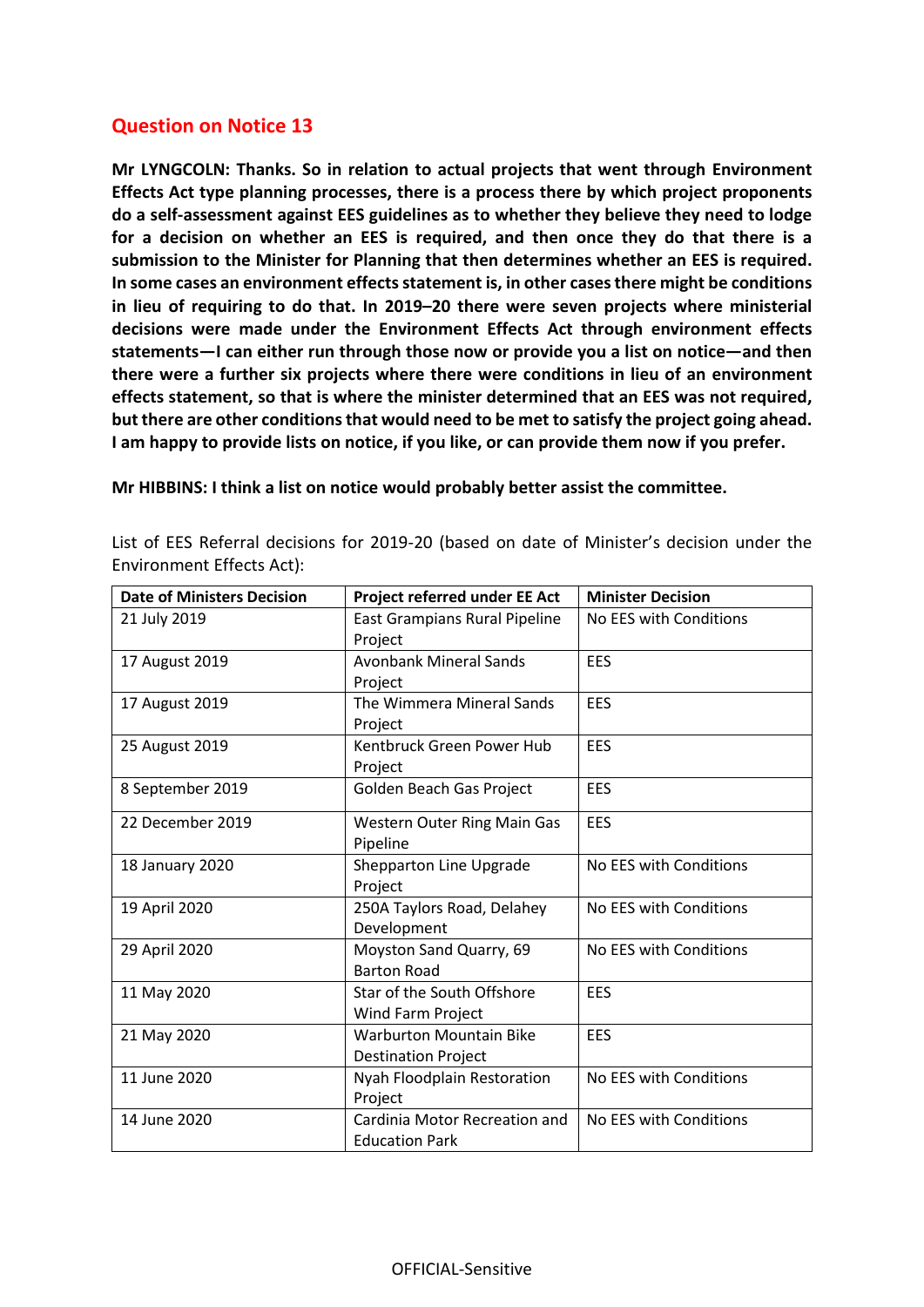## Question on Notice 13

**Mr LYNGCOLN: Thanks. So in relation to actual projects that went through Environment Effects Act type planning processes, there is a process there by which project proponents do a self-assessment against EES guidelines as to whether they believe they need to lodge for a decision on whether an EES is required, and then once they do that there is a submission to the Minister for Planning that then determines whether an EES is required. In some cases an environment effects statement is, in other cases there might be conditions in lieu of requiring to do that. In 2019–20 there were seven projects where ministerial decisions were made under the Environment Effects Act through environment effects statements—I can either run through those now or provide you a list on notice—and then there were a further six projects where there were conditions in lieu of an environment effects statement, so that is where the minister determined that an EES was not required, but there are other conditions that would need to be met to satisfy the project going ahead. I am happy to provide lists on notice, if you like, or can provide them now if you prefer.**

**Mr HIBBINS: I think a list on notice would probably better assist the committee.**

List of EES Referral decisions for 2019-20 (based on date of Minister's decision under the Environment Effects Act):

| Date of Ministers Decision | Project referred under EE Act | Minister Decision |
|---|---|---|
| 21 July 2019 | East Grampians Rural Pipeline Project | No EES with Conditions |
| 17 August 2019 | Avonbank Mineral Sands Project | EES |
| 17 August 2019 | The Wimmera Mineral Sands Project | EES |
| 25 August 2019 | Kentbruck Green Power Hub Project | EES |
| 8 September 2019 | Golden Beach Gas Project | EES |
| 22 December 2019 | Western Outer Ring Main Gas Pipeline | EES |
| 18 January 2020 | Shepparton Line Upgrade Project | No EES with Conditions |
| 19 April 2020 | 250A Taylors Road, Delahey Development | No EES with Conditions |
| 29 April 2020 | Moyston Sand Quarry, 69 Barton Road | No EES with Conditions |
| 11 May 2020 | Star of the South Offshore Wind Farm Project | EES |
| 21 May 2020 | Warburton Mountain Bike Destination Project | EES |
| 11 June 2020 | Nyah Floodplain Restoration Project | No EES with Conditions |
| 14 June 2020 | Cardinia Motor Recreation and Education Park | No EES with Conditions |

OFFICIAL-Sensitive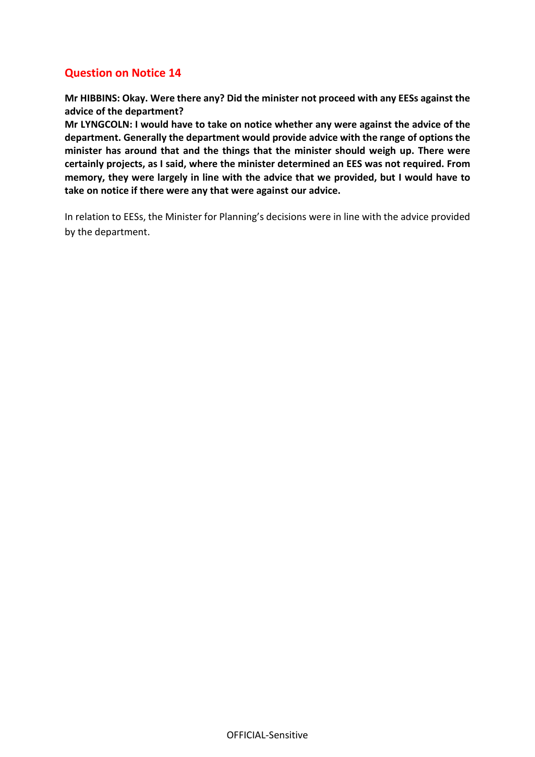## Question on Notice 14

**Mr HIBBINS: Okay. Were there any? Did the minister not proceed with any EESs against the advice of the department?**

**Mr LYNGCOLN: I would have to take on notice whether any were against the advice of the department. Generally the department would provide advice with the range of options the minister has around that and the things that the minister should weigh up. There were certainly projects, as I said, where the minister determined an EES was not required. From memory, they were largely in line with the advice that we provided, but I would have to take on notice if there were any that were against our advice.**

In relation to EESs, the Minister for Planning's decisions were in line with the advice provided by the department.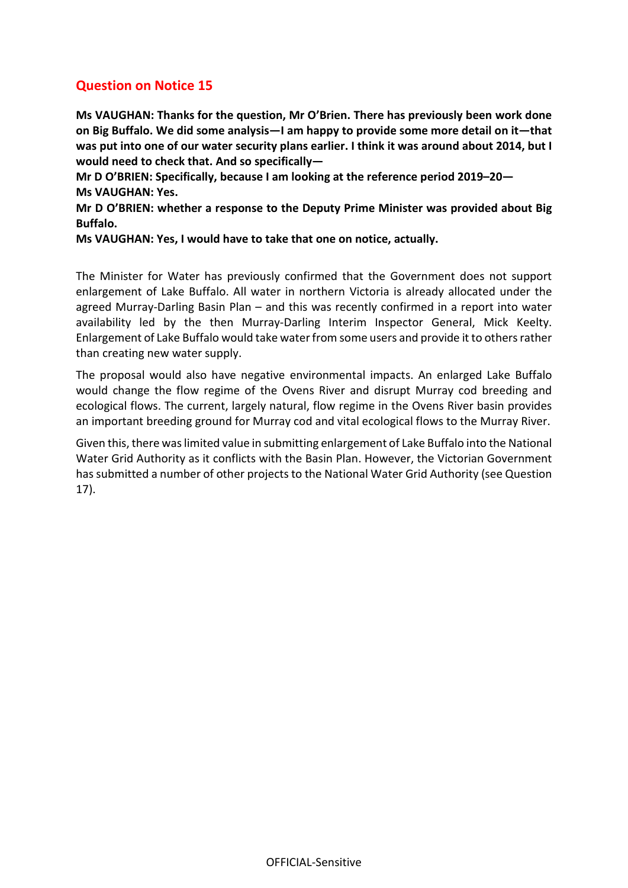## Question on Notice 15

**Ms VAUGHAN: Thanks for the question, Mr O'Brien. There has previously been work done on Big Buffalo. We did some analysis—I am happy to provide some more detail on it—that was put into one of our water security plans earlier. I think it was around about 2014, but I would need to check that. And so specifically—**

**Mr D O'BRIEN: Specifically, because I am looking at the reference period 2019–20—**

**Ms VAUGHAN: Yes.**

**Mr D O'BRIEN: whether a response to the Deputy Prime Minister was provided about Big Buffalo.**

**Ms VAUGHAN: Yes, I would have to take that one on notice, actually.**

The Minister for Water has previously confirmed that the Government does not support enlargement of Lake Buffalo. All water in northern Victoria is already allocated under the agreed Murray-Darling Basin Plan – and this was recently confirmed in a report into water availability led by the then Murray-Darling Interim Inspector General, Mick Keelty. Enlargement of Lake Buffalo would take water from some users and provide it to others rather than creating new water supply.

The proposal would also have negative environmental impacts. An enlarged Lake Buffalo would change the flow regime of the Ovens River and disrupt Murray cod breeding and ecological flows. The current, largely natural, flow regime in the Ovens River basin provides an important breeding ground for Murray cod and vital ecological flows to the Murray River.

Given this, there was limited value in submitting enlargement of Lake Buffalo into the National Water Grid Authority as it conflicts with the Basin Plan. However, the Victorian Government has submitted a number of other projects to the National Water Grid Authority (see Question 17).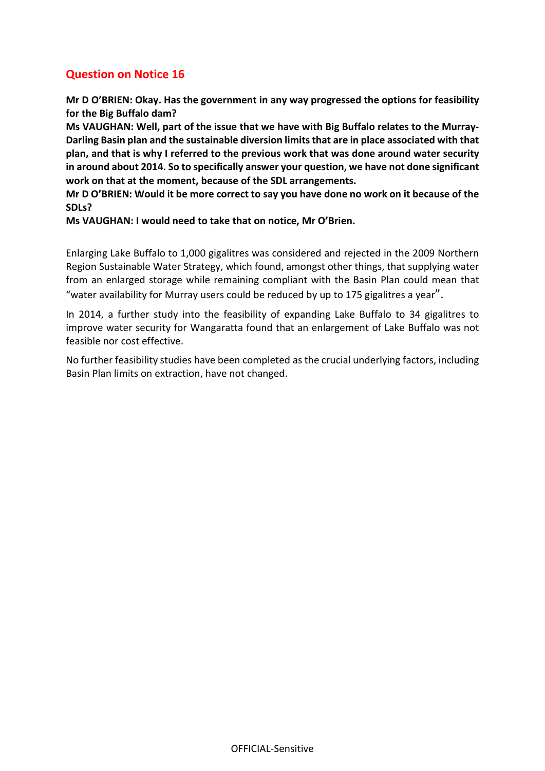## Question on Notice 16

**Mr D O'BRIEN: Okay. Has the government in any way progressed the options for feasibility for the Big Buffalo dam?**

**Ms VAUGHAN: Well, part of the issue that we have with Big Buffalo relates to the Murray-Darling Basin plan and the sustainable diversion limits that are in place associated with that plan, and that is why I referred to the previous work that was done around water security in around about 2014. So to specifically answer your question, we have not done significant work on that at the moment, because of the SDL arrangements.**

**Mr D O'BRIEN: Would it be more correct to say you have done no work on it because of the SDLs?**

**Ms VAUGHAN: I would need to take that on notice, Mr O'Brien.**

Enlarging Lake Buffalo to 1,000 gigalitres was considered and rejected in the 2009 Northern Region Sustainable Water Strategy, which found, amongst other things, that supplying water from an enlarged storage while remaining compliant with the Basin Plan could mean that "water availability for Murray users could be reduced by up to 175 gigalitres a year".

In 2014, a further study into the feasibility of expanding Lake Buffalo to 34 gigalitres to improve water security for Wangaratta found that an enlargement of Lake Buffalo was not feasible nor cost effective.

No further feasibility studies have been completed as the crucial underlying factors, including Basin Plan limits on extraction, have not changed.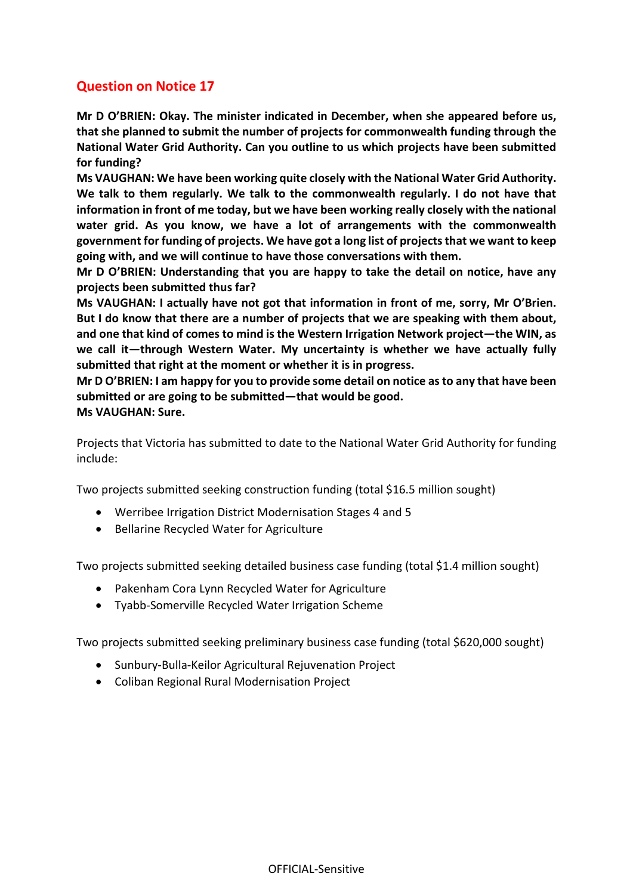## Question on Notice 17

**Mr D O'BRIEN: Okay. The minister indicated in December, when she appeared before us, that she planned to submit the number of projects for commonwealth funding through the National Water Grid Authority. Can you outline to us which projects have been submitted for funding?**

**Ms VAUGHAN: We have been working quite closely with the National Water Grid Authority. We talk to them regularly. We talk to the commonwealth regularly. I do not have that information in front of me today, but we have been working really closely with the national water grid. As you know, we have a lot of arrangements with the commonwealth government for funding of projects. We have got a long list of projects that we want to keep going with, and we will continue to have those conversations with them.**

**Mr D O'BRIEN: Understanding that you are happy to take the detail on notice, have any projects been submitted thus far?**

**Ms VAUGHAN: I actually have not got that information in front of me, sorry, Mr O'Brien. But I do know that there are a number of projects that we are speaking with them about, and one that kind of comes to mind is the Western Irrigation Network project—the WIN, as we call it—through Western Water. My uncertainty is whether we have actually fully submitted that right at the moment or whether it is in progress.**

**Mr D O'BRIEN: I am happy for you to provide some detail on notice as to any that have been submitted or are going to be submitted—that would be good.**

**Ms VAUGHAN: Sure.**

Projects that Victoria has submitted to date to the National Water Grid Authority for funding include:

Two projects submitted seeking construction funding (total $16.5 million sought)

- Werribee Irrigation District Modernisation Stages 4 and 5
- Bellarine Recycled Water for Agriculture

Two projects submitted seeking detailed business case funding (total $1.4 million sought)

- Pakenham Cora Lynn Recycled Water for Agriculture
- Tyabb-Somerville Recycled Water Irrigation Scheme

Two projects submitted seeking preliminary business case funding (total $620,000 sought)

- Sunbury-Bulla-Keilor Agricultural Rejuvenation Project
- Coliban Regional Rural Modernisation Project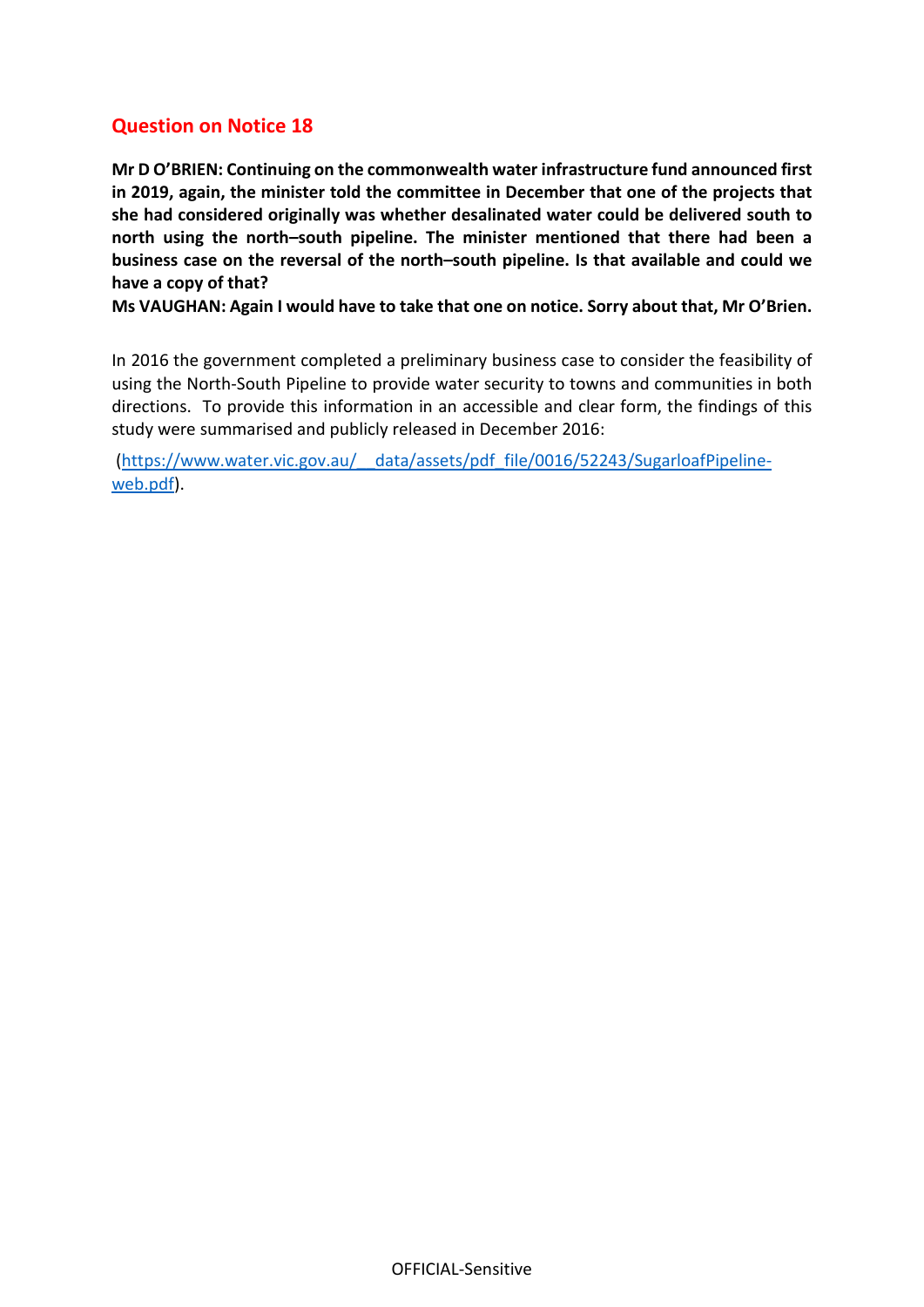## Question on Notice 18

**Mr D O'BRIEN: Continuing on the commonwealth water infrastructure fund announced first in 2019, again, the minister told the committee in December that one of the projects that she had considered originally was whether desalinated water could be delivered south to north using the north–south pipeline. The minister mentioned that there had been a business case on the reversal of the north–south pipeline. Is that available and could we have a copy of that?**

**Ms VAUGHAN: Again I would have to take that one on notice. Sorry about that, Mr O'Brien.**

In 2016 the government completed a preliminary business case to consider the feasibility of using the North-South Pipeline to provide water security to towns and communities in both directions. To provide this information in an accessible and clear form, the findings of this study were summarised and publicly released in December 2016:

(https://www.water.vic.gov.au/__data/assets/pdf_file/0016/52243/SugarloafPipeline-web.pdf).

OFFICIAL-Sensitive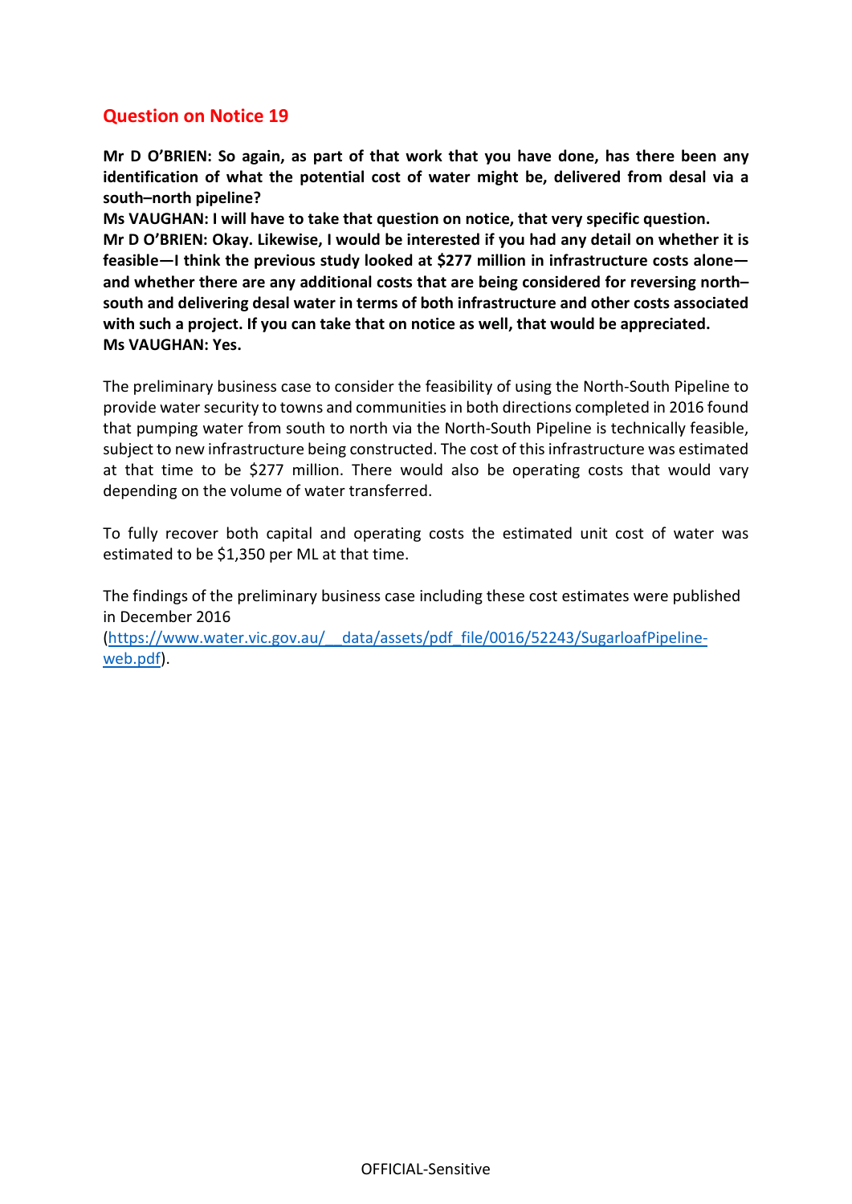## Question on Notice 19

**Mr D O'BRIEN: So again, as part of that work that you have done, has there been any identification of what the potential cost of water might be, delivered from desal via a south–north pipeline?**

**Ms VAUGHAN: I will have to take that question on notice, that very specific question.**

**Mr D O'BRIEN: Okay. Likewise, I would be interested if you had any detail on whether it is feasible—I think the previous study looked at $277 million in infrastructure costs alone—and whether there are any additional costs that are being considered for reversing north–south and delivering desal water in terms of both infrastructure and other costs associated with such a project. If you can take that on notice as well, that would be appreciated.**

**Ms VAUGHAN: Yes.**

The preliminary business case to consider the feasibility of using the North-South Pipeline to provide water security to towns and communities in both directions completed in 2016 found that pumping water from south to north via the North-South Pipeline is technically feasible, subject to new infrastructure being constructed. The cost of this infrastructure was estimated at that time to be $277 million. There would also be operating costs that would vary depending on the volume of water transferred.

To fully recover both capital and operating costs the estimated unit cost of water was estimated to be $1,350 per ML at that time.

The findings of the preliminary business case including these cost estimates were published in December 2016 ([https://www.water.vic.gov.au/__data/assets/pdf_file/0016/52243/SugarloafPipeline-web.pdf](https://www.water.vic.gov.au/__data/assets/pdf_file/0016/52243/SugarloafPipeline-web.pdf)).

OFFICIAL-Sensitive